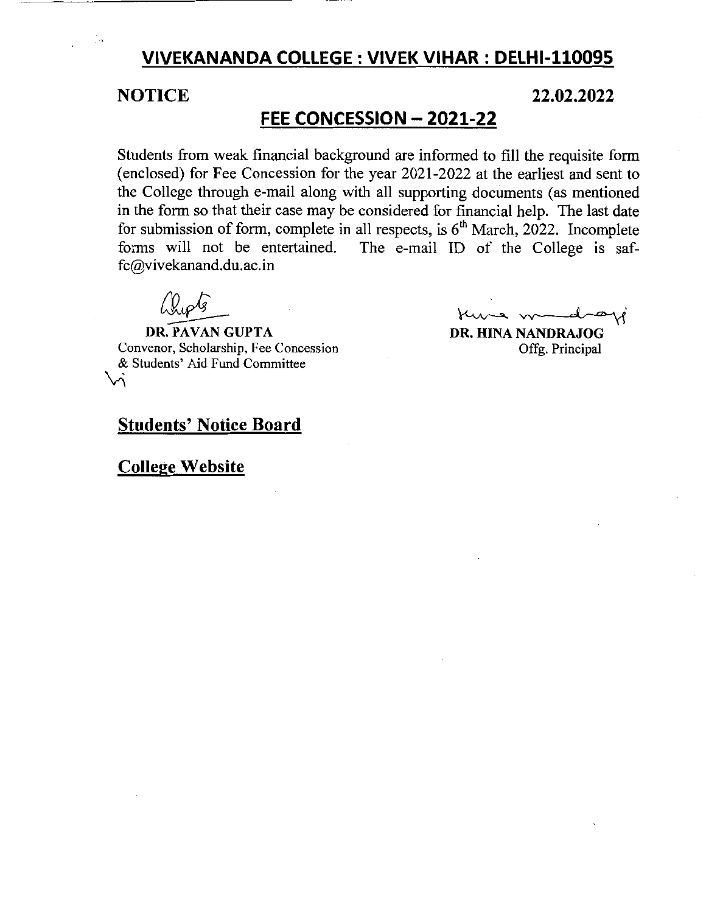## VIVEKANANDA COLLEGE : VIVEK VIHAR : DELHI-110095

**NOTICE** **22.02.2022**

## FEE CONCESSION – 2021-22

Students from weak financial background are informed to fill the requisite form (enclosed) for Fee Concession for the year 2021-2022 at the earliest and sent to the College through e-mail along with all supporting documents (as mentioned in the form so that their case may be considered for financial help. The last date for submission of form, complete in all respects, is 6th March, 2022. Incomplete forms will not be entertained. The e-mail ID of the College is saf-fc@vivekanand.du.ac.in

**DR. PAVAN GUPTA**
Convenor, Scholarship, Fee Concession & Students' Aid Fund Committee

**DR. HINA NANDRAJOG**
Offg. Principal

**Students' Notice Board**

**College Website**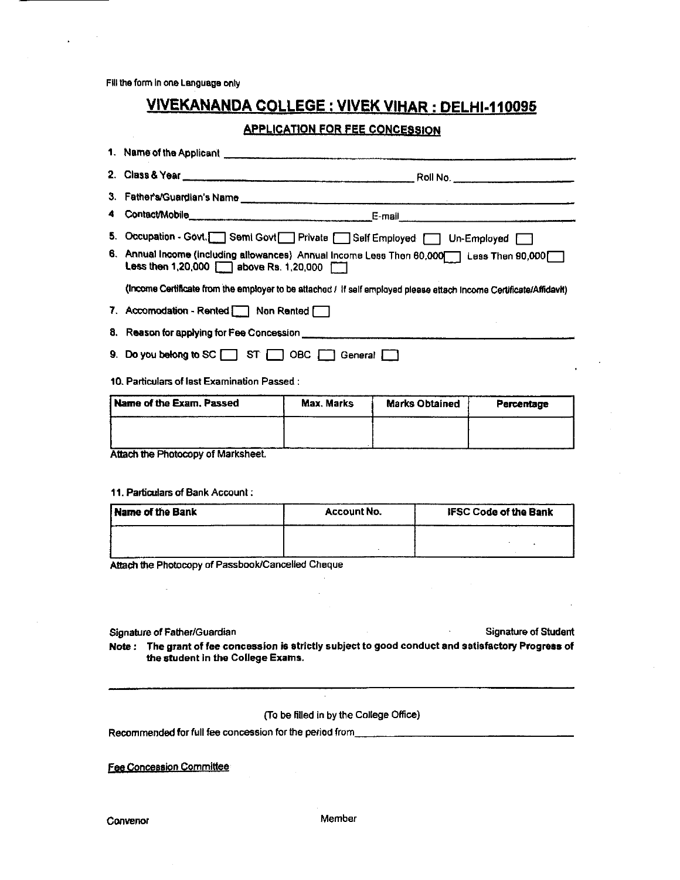Fill the form in one Language only

# VIVEKANANDA COLLEGE : VIVEK VIHAR : DELHI-110095

## APPLICATION FOR FEE CONCESSION

1. Name of the Applicant ______________________________

2. Class & Year ______________________________ Roll No. ______________

3. Father's/Guardian's Name ______________________________

4. Contact/Mobile ______________________________ E-mail ______________________________

5. Occupation - Govt. [ ] Semi Govt [ ] Private [ ] Self Employed [ ] Un-Employed [ ]

6. Annual Income (including allowances) Annual Income Less Then 60,000 [ ] Less Then 90,000 [ ] Less then 1,20,000 [ ] above Rs. 1,20,000 [ ]

   (Income Certificate from the employer to be attached / If self employed please attach Income Certificate/Affidavit)

7. Accomodation - Rented [ ] Non Rented [ ]

8. Reason for applying for Fee Concession ______________________________

9. Do you belong to SC [ ] ST [ ] OBC [ ] General [ ]

10. Particulars of last Examination Passed :

| Name of the Exam. Passed | Max. Marks | Marks Obtained | Percentage |
| --- | --- | --- | --- |
| | | | |

Attach the Photocopy of Marksheet.

11. Particulars of Bank Account :

| Name of the Bank | Account No. | IFSC Code of the Bank |
| --- | --- | --- |
| | | |

Attach the Photocopy of Passbook/Cancelled Cheque

Signature of Father/Guardian                                                  Signature of Student

**Note : The grant of fee concession is strictly subject to good conduct and satisfactory Progress of the student in the College Exams.**

---

(To be filled in by the College Office)

Recommended for full fee concession for the period from ______________________________

Fee Concession Committee

Convenor                                        Member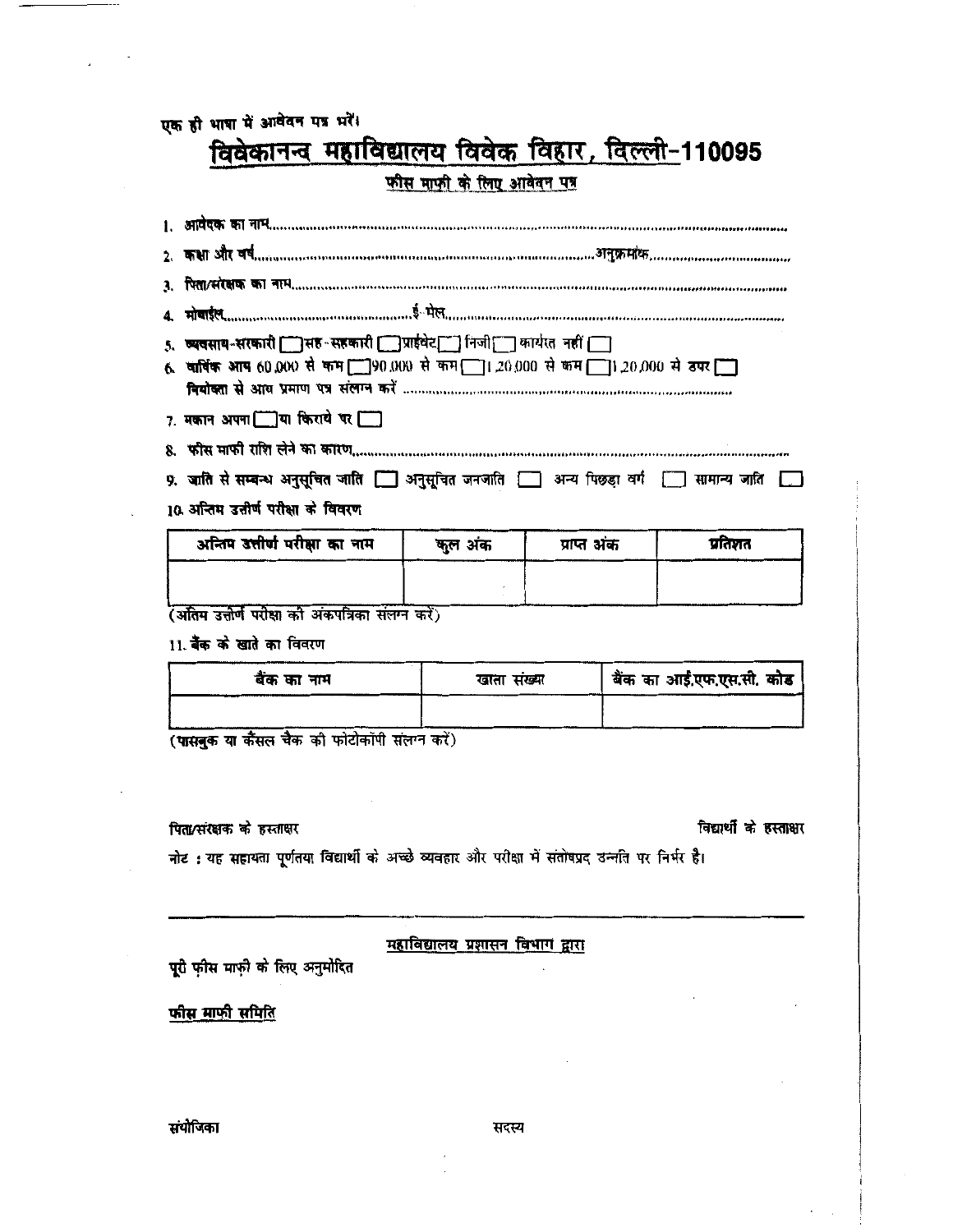एक ही भाषा में आवेदन पत्र भरें।

# विवेकानन्द महाविद्यालय विवेक विहार, दिल्ली-110095

## फीस माफी के लिए आवेदन पत्र

1. आवेदक का नाम.......................................................................................................................

2. कक्षा और वर्ष.......................................................................................अनुक्रमांक.............................

3. पिता/संरक्षक का नाम.................................................................................................................

4. मोबाईल.............................................ई-मेल...............................................................................

5. व्यवसाय-सरकारी ☐ सह-सहकारी ☐ प्राईवेट ☐ निजी ☐ कार्यरत नहीं ☐

6. वार्षिक आय 60,000 से कम ☐ 90,000 से कम ☐ 1,20,000 से कम ☐ 1,20,000 से ऊपर ☐
   नियोक्ता से आय प्रमाण पत्र संलग्न करें .................................................................................

7. मकान अपना ☐ या किराये पर ☐

8. फीस माफी राशि लेने का कारण.....................................................................................................

9. जाति से सम्बन्ध अनुसूचित जाति ☐ अनुसूचित जनजाति ☐ अन्य पिछड़ा वर्ग ☐ सामान्य जाति ☐

10. अन्तिम उत्तीर्ण परीक्षा के विवरण

| अन्तिम उत्तीर्ण परीक्षा का नाम | कुल अंक | प्राप्त अंक | प्रतिशत |
|---|---|---|---|
| | | | |

(अंतिम उत्तीर्ण परीक्षा की अंकपत्रिका संलग्न करें)

11. बैंक के खाते का विवरण

| बैंक का नाम | खाता संख्या | बैंक का आई.एफ.एस.सी. कोड |
|---|---|---|
| | | |

(पासबुक या कैंसल चैक की फोटोकॉपी संलग्न करें)

पिता/संरक्षक के हस्ताक्षर

विद्यार्थी के हस्ताक्षर

नोट : यह सहायता पूर्णतया विद्यार्थी के अच्छे व्यवहार और परीक्षा में संतोषप्रद उन्नति पर निर्भर है।

---

महाविद्यालय प्रशासन विभाग द्वारा

पूरी फ़ीस माफ़ी के लिए अनुमोदित

फीस माफी समिति

संयोजिका

सदस्य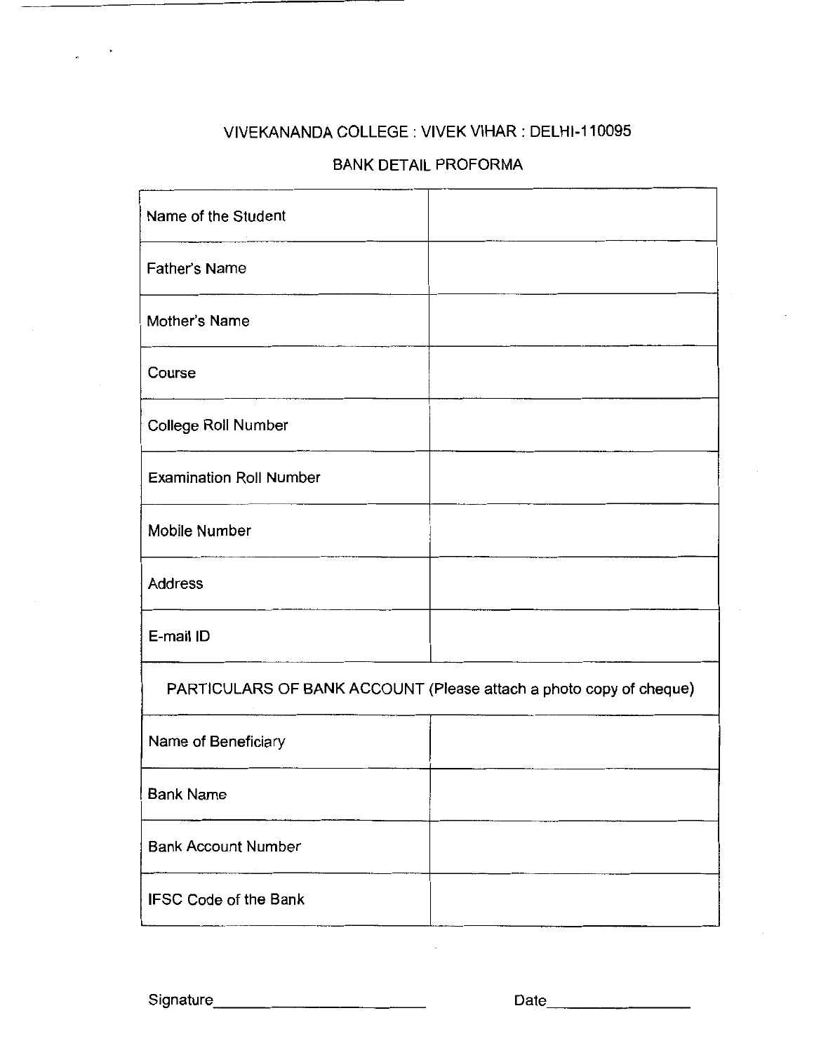# VIVEKANANDA COLLEGE : VIVEK VIHAR : DELHI-110095

## BANK DETAIL PROFORMA

| | |
|---|---|
| Name of the Student | |
| Father's Name | |
| Mother's Name | |
| Course | |
| College Roll Number | |
| Examination Roll Number | |
| Mobile Number | |
| Address | |
| E-mail ID | |
| PARTICULARS OF BANK ACCOUNT (Please attach a photo copy of cheque) | |
| Name of Beneficiary | |
| Bank Name | |
| Bank Account Number | |
| IFSC Code of the Bank | |

Signature________________________ Date________________